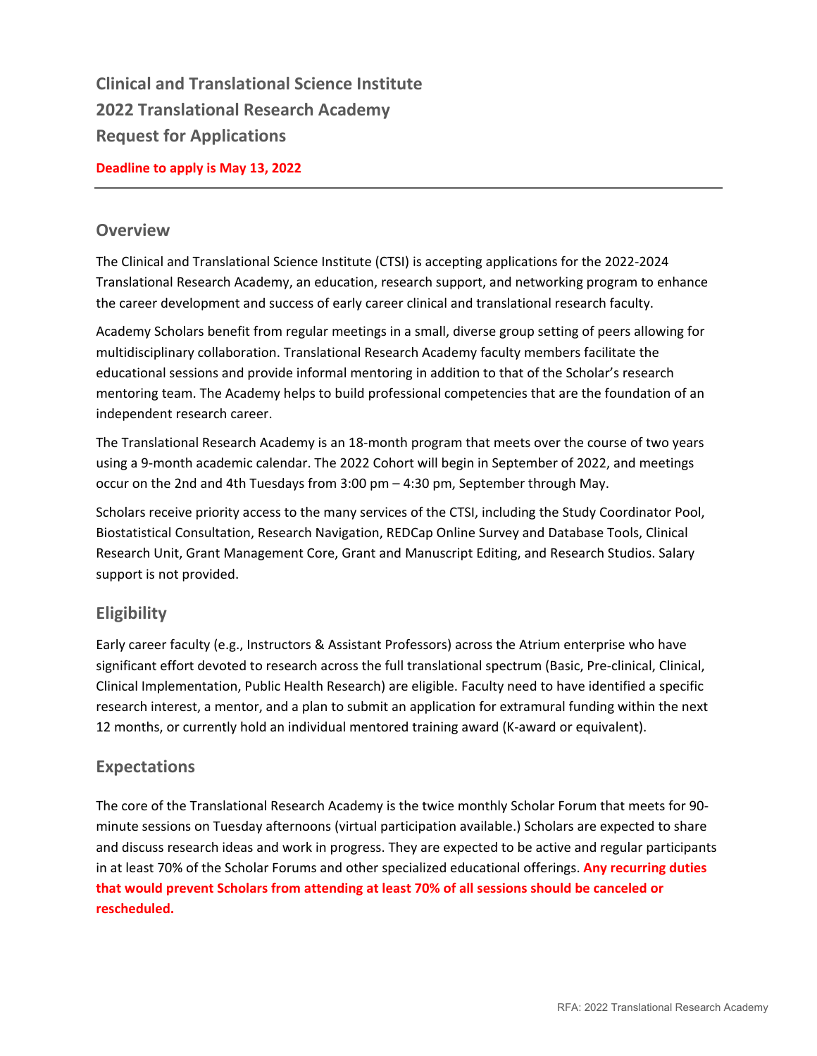# Clinical and Translational Science Institute
# 2022 Translational Research Academy
# Request for Applications

**Deadline to apply is May 13, 2022**

---

## Overview

The Clinical and Translational Science Institute (CTSI) is accepting applications for the 2022-2024 Translational Research Academy, an education, research support, and networking program to enhance the career development and success of early career clinical and translational research faculty.

Academy Scholars benefit from regular meetings in a small, diverse group setting of peers allowing for multidisciplinary collaboration. Translational Research Academy faculty members facilitate the educational sessions and provide informal mentoring in addition to that of the Scholar's research mentoring team. The Academy helps to build professional competencies that are the foundation of an independent research career.

The Translational Research Academy is an 18-month program that meets over the course of two years using a 9-month academic calendar. The 2022 Cohort will begin in September of 2022, and meetings occur on the 2nd and 4th Tuesdays from 3:00 pm – 4:30 pm, September through May.

Scholars receive priority access to the many services of the CTSI, including the Study Coordinator Pool, Biostatistical Consultation, Research Navigation, REDCap Online Survey and Database Tools, Clinical Research Unit, Grant Management Core, Grant and Manuscript Editing, and Research Studios. Salary support is not provided.

## Eligibility

Early career faculty (e.g., Instructors & Assistant Professors) across the Atrium enterprise who have significant effort devoted to research across the full translational spectrum (Basic, Pre-clinical, Clinical, Clinical Implementation, Public Health Research) are eligible. Faculty need to have identified a specific research interest, a mentor, and a plan to submit an application for extramural funding within the next 12 months, or currently hold an individual mentored training award (K-award or equivalent).

## Expectations

The core of the Translational Research Academy is the twice monthly Scholar Forum that meets for 90-minute sessions on Tuesday afternoons (virtual participation available.) Scholars are expected to share and discuss research ideas and work in progress. They are expected to be active and regular participants in at least 70% of the Scholar Forums and other specialized educational offerings. **Any recurring duties that would prevent Scholars from attending at least 70% of all sessions should be canceled or rescheduled.**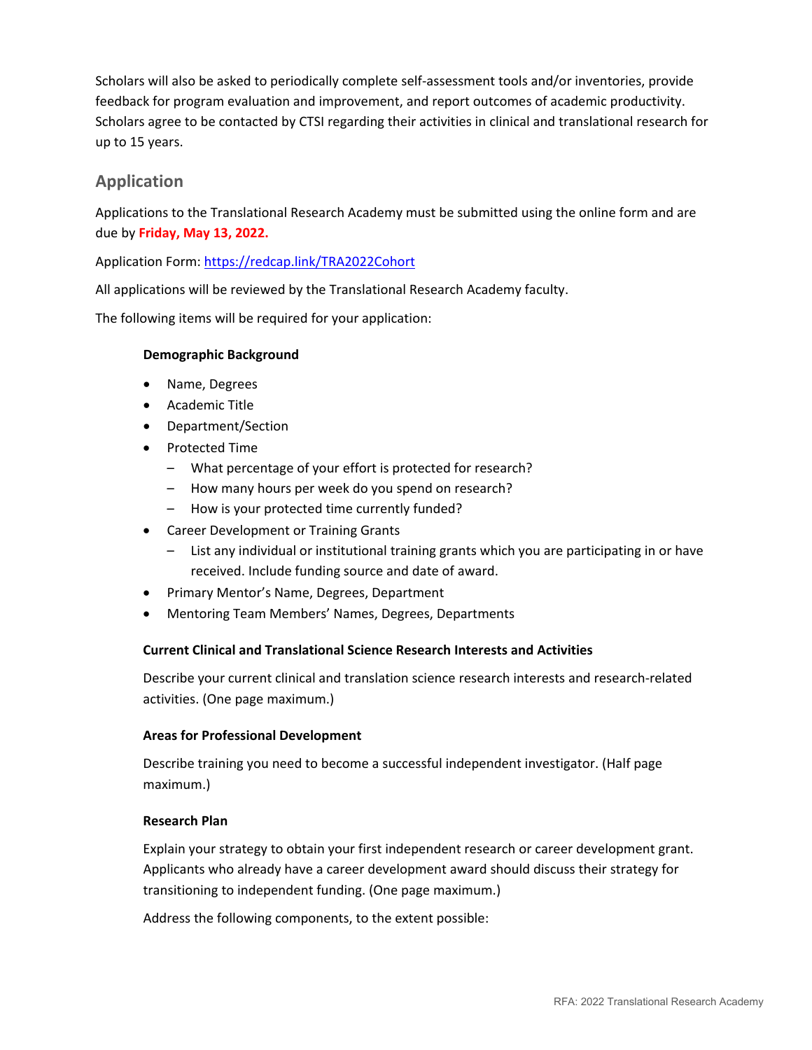Scholars will also be asked to periodically complete self-assessment tools and/or inventories, provide feedback for program evaluation and improvement, and report outcomes of academic productivity. Scholars agree to be contacted by CTSI regarding their activities in clinical and translational research for up to 15 years.

## Application

Applications to the Translational Research Academy must be submitted using the online form and are due by **Friday, May 13, 2022.**

Application Form: [https://redcap.link/TRA2022Cohort](https://redcap.link/TRA2022Cohort)

All applications will be reviewed by the Translational Research Academy faculty.

The following items will be required for your application:

**Demographic Background**

- Name, Degrees
- Academic Title
- Department/Section
- Protected Time
  - What percentage of your effort is protected for research?
  - How many hours per week do you spend on research?
  - How is your protected time currently funded?
- Career Development or Training Grants
  - List any individual or institutional training grants which you are participating in or have received. Include funding source and date of award.
- Primary Mentor's Name, Degrees, Department
- Mentoring Team Members' Names, Degrees, Departments

**Current Clinical and Translational Science Research Interests and Activities**

Describe your current clinical and translation science research interests and research-related activities. (One page maximum.)

**Areas for Professional Development**

Describe training you need to become a successful independent investigator. (Half page maximum.)

**Research Plan**

Explain your strategy to obtain your first independent research or career development grant. Applicants who already have a career development award should discuss their strategy for transitioning to independent funding. (One page maximum.)

Address the following components, to the extent possible: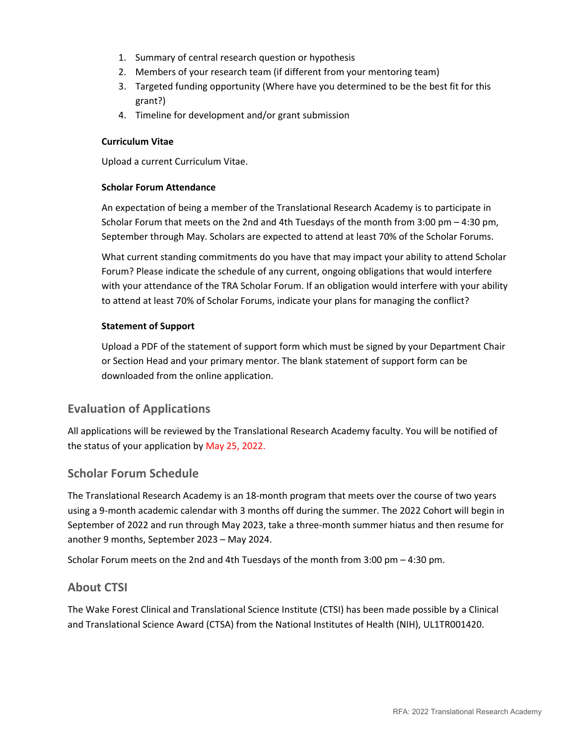1. Summary of central research question or hypothesis
2. Members of your research team (if different from your mentoring team)
3. Targeted funding opportunity (Where have you determined to be the best fit for this grant?)
4. Timeline for development and/or grant submission

**Curriculum Vitae**

Upload a current Curriculum Vitae.

**Scholar Forum Attendance**

An expectation of being a member of the Translational Research Academy is to participate in Scholar Forum that meets on the 2nd and 4th Tuesdays of the month from 3:00 pm – 4:30 pm, September through May. Scholars are expected to attend at least 70% of the Scholar Forums.

What current standing commitments do you have that may impact your ability to attend Scholar Forum? Please indicate the schedule of any current, ongoing obligations that would interfere with your attendance of the TRA Scholar Forum. If an obligation would interfere with your ability to attend at least 70% of Scholar Forums, indicate your plans for managing the conflict?

**Statement of Support**

Upload a PDF of the statement of support form which must be signed by your Department Chair or Section Head and your primary mentor. The blank statement of support form can be downloaded from the online application.

## Evaluation of Applications

All applications will be reviewed by the Translational Research Academy faculty. You will be notified of the status of your application by May 25, 2022.

## Scholar Forum Schedule

The Translational Research Academy is an 18-month program that meets over the course of two years using a 9-month academic calendar with 3 months off during the summer. The 2022 Cohort will begin in September of 2022 and run through May 2023, take a three-month summer hiatus and then resume for another 9 months, September 2023 – May 2024.

Scholar Forum meets on the 2nd and 4th Tuesdays of the month from 3:00 pm – 4:30 pm.

## About CTSI

The Wake Forest Clinical and Translational Science Institute (CTSI) has been made possible by a Clinical and Translational Science Award (CTSA) from the National Institutes of Health (NIH), UL1TR001420.